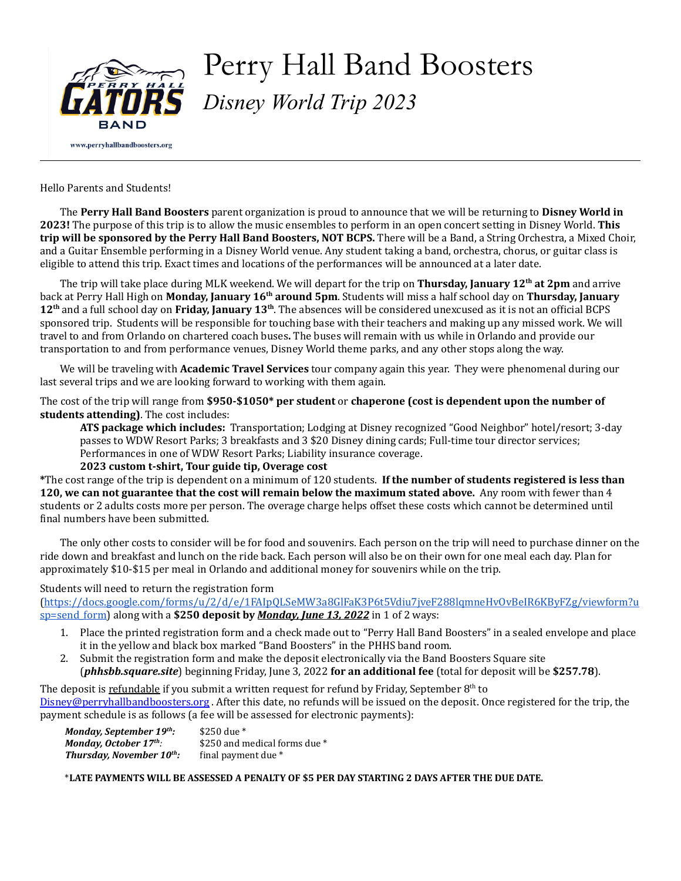# Perry Hall Band Boosters

*Disney World Trip 2023*

www.perryhallbandboosters.org

---

Hello Parents and Students!

The **Perry Hall Band Boosters** parent organization is proud to announce that we will be returning to **Disney World in 2023!** The purpose of this trip is to allow the music ensembles to perform in an open concert setting in Disney World. **This trip will be sponsored by the Perry Hall Band Boosters, NOT BCPS.** There will be a Band, a String Orchestra, a Mixed Choir, and a Guitar Ensemble performing in a Disney World venue. Any student taking a band, orchestra, chorus, or guitar class is eligible to attend this trip. Exact times and locations of the performances will be announced at a later date.

The trip will take place during MLK weekend. We will depart for the trip on **Thursday, January 12th at 2pm** and arrive back at Perry Hall High on **Monday, January 16th around 5pm**. Students will miss a half school day on **Thursday, January 12th** and a full school day on **Friday, January 13th**. The absences will be considered unexcused as it is not an official BCPS sponsored trip. Students will be responsible for touching base with their teachers and making up any missed work. We will travel to and from Orlando on chartered coach buses**.** The buses will remain with us while in Orlando and provide our transportation to and from performance venues, Disney World theme parks, and any other stops along the way.

We will be traveling with **Academic Travel Services** tour company again this year. They were phenomenal during our last several trips and we are looking forward to working with them again.

The cost of the trip will range from **$950-$1050* per student** or **chaperone (cost is dependent upon the number of students attending)**. The cost includes:

> **ATS package which includes:** Transportation; Lodging at Disney recognized "Good Neighbor" hotel/resort; 3-day passes to WDW Resort Parks; 3 breakfasts and 3 $20 Disney dining cards; Full-time tour director services; Performances in one of WDW Resort Parks; Liability insurance coverage.
> **2023 custom t-shirt, Tour guide tip, Overage cost**

**\***The cost range of the trip is dependent on a minimum of 120 students. **If the number of students registered is less than 120, we can not guarantee that the cost will remain below the maximum stated above.** Any room with fewer than 4 students or 2 adults costs more per person. The overage charge helps offset these costs which cannot be determined until final numbers have been submitted.

The only other costs to consider will be for food and souvenirs. Each person on the trip will need to purchase dinner on the ride down and breakfast and lunch on the ride back. Each person will also be on their own for one meal each day. Plan for approximately $10-$15 per meal in Orlando and additional money for souvenirs while on the trip.

Students will need to return the registration form (https://docs.google.com/forms/u/2/d/e/1FAIpQLSeMW3a8GlFaK3P6t5Vdiu7jveF288lqmneHvOvBeIR6KByFZg/viewform?usp=send_form) along with a **$250 deposit by *Monday, June 13, 2022*** in 1 of 2 ways:

1. Place the printed registration form and a check made out to "Perry Hall Band Boosters" in a sealed envelope and place it in the yellow and black box marked "Band Boosters" in the PHHS band room.
2. Submit the registration form and make the deposit electronically via the Band Boosters Square site (***phhsbb.square.site***) beginning Friday, June 3, 2022 **for an additional fee** (total for deposit will be **$257.78**).

The deposit is refundable if you submit a written request for refund by Friday, September 8th to Disney@perryhallbandboosters.org . After this date, no refunds will be issued on the deposit. Once registered for the trip, the payment schedule is as follows (a fee will be assessed for electronic payments):

| | |
|---|---|
| ***Monday, September 19th:*** | $250 due * |
| ***Monday, October 17th:*** | $250 and medical forms due * |
| ***Thursday, November 10th:*** | final payment due * |

*__LATE PAYMENTS WILL BE ASSESSED A PENALTY OF $5 PER DAY STARTING 2 DAYS AFTER THE DUE DATE.__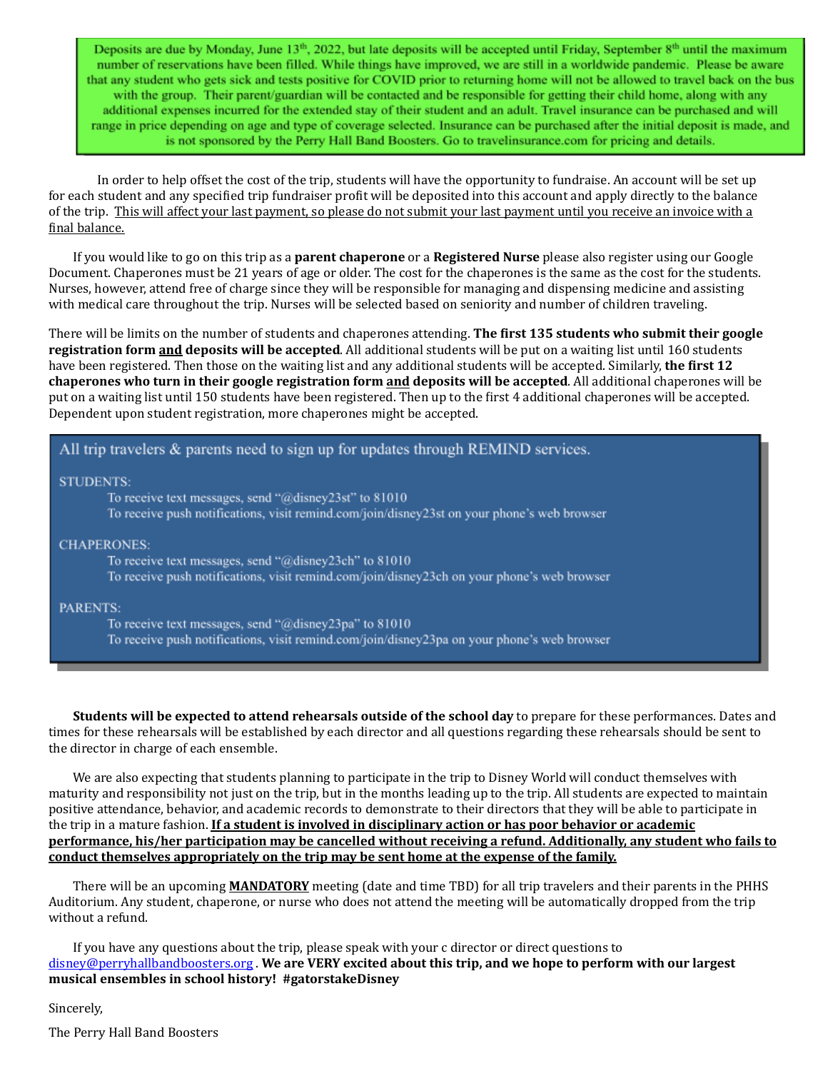Deposits are due by Monday, June 13th, 2022, but late deposits will be accepted until Friday, September 8th until the maximum number of reservations have been filled. While things have improved, we are still in a worldwide pandemic. Please be aware that any student who gets sick and tests positive for COVID prior to returning home will not be allowed to travel back on the bus with the group. Their parent/guardian will be contacted and be responsible for getting their child home, along with any additional expenses incurred for the extended stay of their student and an adult. Travel insurance can be purchased and will range in price depending on age and type of coverage selected. Insurance can be purchased after the initial deposit is made, and is not sponsored by the Perry Hall Band Boosters. Go to travelinsurance.com for pricing and details.

In order to help offset the cost of the trip, students will have the opportunity to fundraise. An account will be set up for each student and any specified trip fundraiser profit will be deposited into this account and apply directly to the balance of the trip. <u>This will affect your last payment, so please do not submit your last payment until you receive an invoice with a final balance.</u>

If you would like to go on this trip as a **parent chaperone** or a **Registered Nurse** please also register using our Google Document. Chaperones must be 21 years of age or older. The cost for the chaperones is the same as the cost for the students. Nurses, however, attend free of charge since they will be responsible for managing and dispensing medicine and assisting with medical care throughout the trip. Nurses will be selected based on seniority and number of children traveling.

There will be limits on the number of students and chaperones attending. **The first 135 students who submit their google registration form <u>and</u> deposits will be accepted**. All additional students will be put on a waiting list until 160 students have been registered. Then those on the waiting list and any additional students will be accepted. Similarly, **the first 12 chaperones who turn in their google registration form <u>and</u> deposits will be accepted**. All additional chaperones will be put on a waiting list until 150 students have been registered. Then up to the first 4 additional chaperones will be accepted. Dependent upon student registration, more chaperones might be accepted.

All trip travelers & parents need to sign up for updates through REMIND services.

STUDENTS:
To receive text messages, send "@disney23st" to 81010
To receive push notifications, visit remind.com/join/disney23st on your phone's web browser

CHAPERONES:
To receive text messages, send "@disney23ch" to 81010
To receive push notifications, visit remind.com/join/disney23ch on your phone's web browser

PARENTS:
To receive text messages, send "@disney23pa" to 81010
To receive push notifications, visit remind.com/join/disney23pa on your phone's web browser

**Students will be expected to attend rehearsals outside of the school day** to prepare for these performances. Dates and times for these rehearsals will be established by each director and all questions regarding these rehearsals should be sent to the director in charge of each ensemble.

We are also expecting that students planning to participate in the trip to Disney World will conduct themselves with maturity and responsibility not just on the trip, but in the months leading up to the trip. All students are expected to maintain positive attendance, behavior, and academic records to demonstrate to their directors that they will be able to participate in the trip in a mature fashion. **<u>If a student is involved in disciplinary action or has poor behavior or academic performance, his/her participation may be cancelled without receiving a refund. Additionally, any student who fails to conduct themselves appropriately on the trip may be sent home at the expense of the family.</u>**

There will be an upcoming **<u>MANDATORY</u>** meeting (date and time TBD) for all trip travelers and their parents in the PHHS Auditorium. Any student, chaperone, or nurse who does not attend the meeting will be automatically dropped from the trip without a refund.

If you have any questions about the trip, please speak with your c director or direct questions to disney@perryhallbandboosters.org . **We are VERY excited about this trip, and we hope to perform with our largest musical ensembles in school history! #gatorstakeDisney**

Sincerely,

The Perry Hall Band Boosters